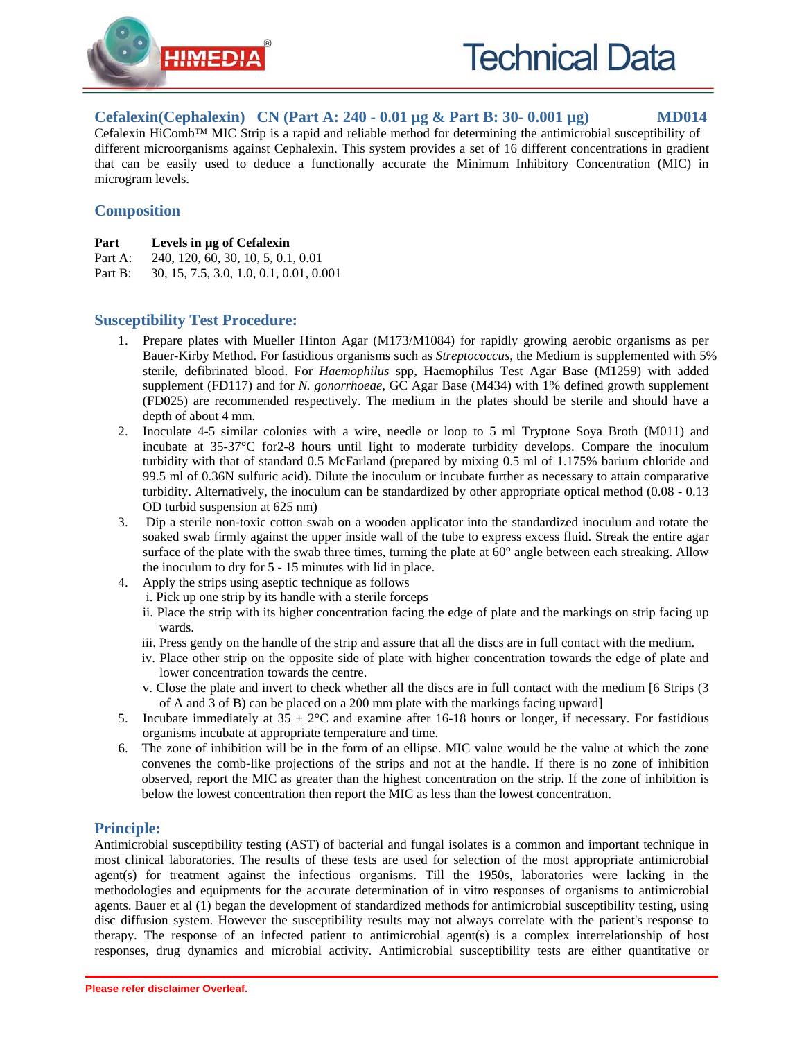# Technical Data

## Cefalexin(Cephalexin) CN (Part A: 240 - 0.01 µg & Part B: 30- 0.001 µg) MD014

Cefalexin HiComb™ MIC Strip is a rapid and reliable method for determining the antimicrobial susceptibility of different microorganisms against Cephalexin. This system provides a set of 16 different concentrations in gradient that can be easily used to deduce a functionally accurate the Minimum Inhibitory Concentration (MIC) in microgram levels.

## Composition

| Part | Levels in µg of Cefalexin |
|---|---|
| Part A: | 240, 120, 60, 30, 10, 5, 0.1, 0.01 |
| Part B: | 30, 15, 7.5, 3.0, 1.0, 0.1, 0.01, 0.001 |

## Susceptibility Test Procedure:

1. Prepare plates with Mueller Hinton Agar (M173/M1084) for rapidly growing aerobic organisms as per Bauer-Kirby Method. For fastidious organisms such as *Streptococcus*, the Medium is supplemented with 5% sterile, defibrinated blood. For *Haemophilus* spp, Haemophilus Test Agar Base (M1259) with added supplement (FD117) and for *N. gonorrhoeae*, GC Agar Base (M434) with 1% defined growth supplement (FD025) are recommended respectively. The medium in the plates should be sterile and should have a depth of about 4 mm.
2. Inoculate 4-5 similar colonies with a wire, needle or loop to 5 ml Tryptone Soya Broth (M011) and incubate at 35-37°C for2-8 hours until light to moderate turbidity develops. Compare the inoculum turbidity with that of standard 0.5 McFarland (prepared by mixing 0.5 ml of 1.175% barium chloride and 99.5 ml of 0.36N sulfuric acid). Dilute the inoculum or incubate further as necessary to attain comparative turbidity. Alternatively, the inoculum can be standardized by other appropriate optical method (0.08 - 0.13 OD turbid suspension at 625 nm)
3. Dip a sterile non-toxic cotton swab on a wooden applicator into the standardized inoculum and rotate the soaked swab firmly against the upper inside wall of the tube to express excess fluid. Streak the entire agar surface of the plate with the swab three times, turning the plate at 60° angle between each streaking. Allow the inoculum to dry for 5 - 15 minutes with lid in place.
4. Apply the strips using aseptic technique as follows
   i. Pick up one strip by its handle with a sterile forceps
   ii. Place the strip with its higher concentration facing the edge of plate and the markings on strip facing up wards.
   iii. Press gently on the handle of the strip and assure that all the discs are in full contact with the medium.
   iv. Place other strip on the opposite side of plate with higher concentration towards the edge of plate and lower concentration towards the centre.
   v. Close the plate and invert to check whether all the discs are in full contact with the medium [6 Strips (3 of A and 3 of B) can be placed on a 200 mm plate with the markings facing upward]
5. Incubate immediately at 35 ± 2°C and examine after 16-18 hours or longer, if necessary. For fastidious organisms incubate at appropriate temperature and time.
6. The zone of inhibition will be in the form of an ellipse. MIC value would be the value at which the zone convenes the comb-like projections of the strips and not at the handle. If there is no zone of inhibition observed, report the MIC as greater than the highest concentration on the strip. If the zone of inhibition is below the lowest concentration then report the MIC as less than the lowest concentration.

## Principle:

Antimicrobial susceptibility testing (AST) of bacterial and fungal isolates is a common and important technique in most clinical laboratories. The results of these tests are used for selection of the most appropriate antimicrobial agent(s) for treatment against the infectious organisms. Till the 1950s, laboratories were lacking in the methodologies and equipments for the accurate determination of in vitro responses of organisms to antimicrobial agents. Bauer et al (1) began the development of standardized methods for antimicrobial susceptibility testing, using disc diffusion system. However the susceptibility results may not always correlate with the patient's response to therapy. The response of an infected patient to antimicrobial agent(s) is a complex interrelationship of host responses, drug dynamics and microbial activity. Antimicrobial susceptibility tests are either quantitative or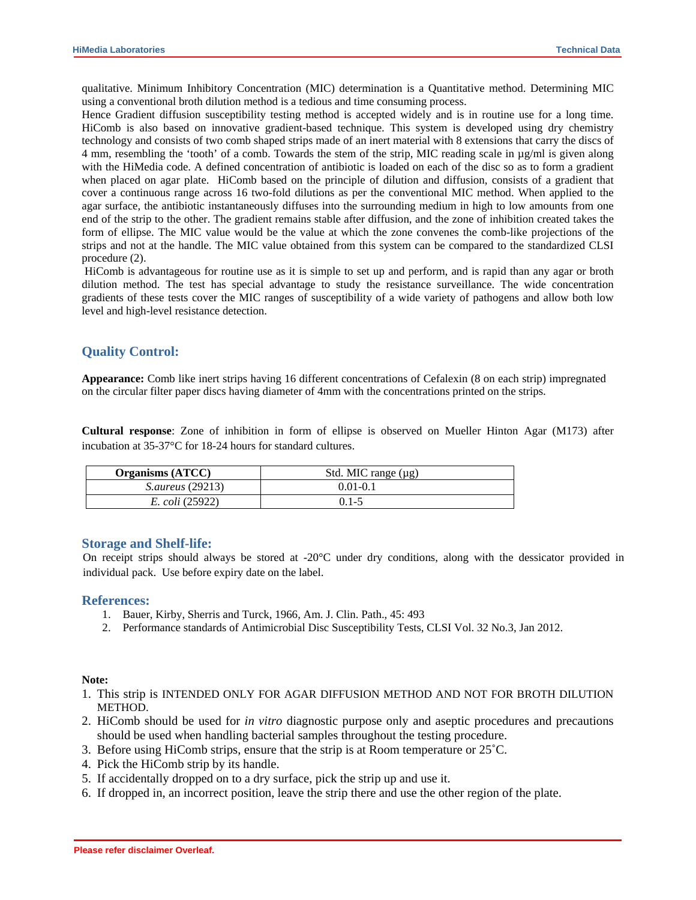qualitative. Minimum Inhibitory Concentration (MIC) determination is a Quantitative method. Determining MIC using a conventional broth dilution method is a tedious and time consuming process.

Hence Gradient diffusion susceptibility testing method is accepted widely and is in routine use for a long time. HiComb is also based on innovative gradient-based technique. This system is developed using dry chemistry technology and consists of two comb shaped strips made of an inert material with 8 extensions that carry the discs of 4 mm, resembling the 'tooth' of a comb. Towards the stem of the strip, MIC reading scale in µg/ml is given along with the HiMedia code. A defined concentration of antibiotic is loaded on each of the disc so as to form a gradient when placed on agar plate. HiComb based on the principle of dilution and diffusion, consists of a gradient that cover a continuous range across 16 two-fold dilutions as per the conventional MIC method. When applied to the agar surface, the antibiotic instantaneously diffuses into the surrounding medium in high to low amounts from one end of the strip to the other. The gradient remains stable after diffusion, and the zone of inhibition created takes the form of ellipse. The MIC value would be the value at which the zone convenes the comb-like projections of the strips and not at the handle. The MIC value obtained from this system can be compared to the standardized CLSI procedure (2).

HiComb is advantageous for routine use as it is simple to set up and perform, and is rapid than any agar or broth dilution method. The test has special advantage to study the resistance surveillance. The wide concentration gradients of these tests cover the MIC ranges of susceptibility of a wide variety of pathogens and allow both low level and high-level resistance detection.

## Quality Control:

**Appearance:** Comb like inert strips having 16 different concentrations of Cefalexin (8 on each strip) impregnated on the circular filter paper discs having diameter of 4mm with the concentrations printed on the strips.

**Cultural response**: Zone of inhibition in form of ellipse is observed on Mueller Hinton Agar (M173) after incubation at 35-37°C for 18-24 hours for standard cultures.

| Organisms (ATCC) | Std. MIC range (µg) |
|---|---|
| *S.aureus* (29213) | 0.01-0.1 |
| *E. coli* (25922) | 0.1-5 |

## Storage and Shelf-life:

On receipt strips should always be stored at -20°C under dry conditions, along with the dessicator provided in individual pack. Use before expiry date on the label.

## References:

1. Bauer, Kirby, Sherris and Turck, 1966, Am. J. Clin. Path., 45: 493
2. Performance standards of Antimicrobial Disc Susceptibility Tests, CLSI Vol. 32 No.3, Jan 2012.

**Note:**

1. This strip is INTENDED ONLY FOR AGAR DIFFUSION METHOD AND NOT FOR BROTH DILUTION METHOD.
2. HiComb should be used for *in vitro* diagnostic purpose only and aseptic procedures and precautions should be used when handling bacterial samples throughout the testing procedure.
3. Before using HiComb strips, ensure that the strip is at Room temperature or 25˚C.
4. Pick the HiComb strip by its handle.
5. If accidentally dropped on to a dry surface, pick the strip up and use it.
6. If dropped in, an incorrect position, leave the strip there and use the other region of the plate.

Please refer disclaimer Overleaf.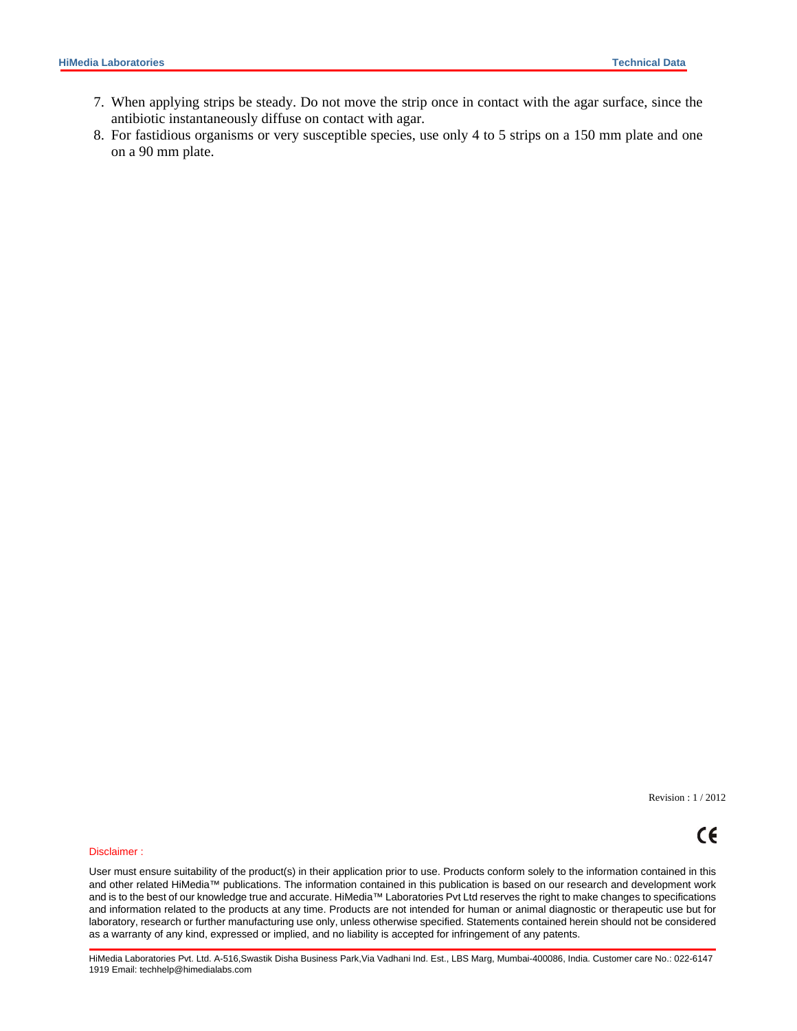7. When applying strips be steady. Do not move the strip once in contact with the agar surface, since the antibiotic instantaneously diffuse on contact with agar.
8. For fastidious organisms or very susceptible species, use only 4 to 5 strips on a 150 mm plate and one on a 90 mm plate.

Revision : 1 / 2012

Disclaimer :

User must ensure suitability of the product(s) in their application prior to use. Products conform solely to the information contained in this and other related HiMedia™ publications. The information contained in this publication is based on our research and development work and is to the best of our knowledge true and accurate. HiMedia™ Laboratories Pvt Ltd reserves the right to make changes to specifications and information related to the products at any time. Products are not intended for human or animal diagnostic or therapeutic use but for laboratory, research or further manufacturing use only, unless otherwise specified. Statements contained herein should not be considered as a warranty of any kind, expressed or implied, and no liability is accepted for infringement of any patents.

HiMedia Laboratories Pvt. Ltd. A-516,Swastik Disha Business Park,Via Vadhani Ind. Est., LBS Marg, Mumbai-400086, India. Customer care No.: 022-6147 1919 Email: techhelp@himedialabs.com